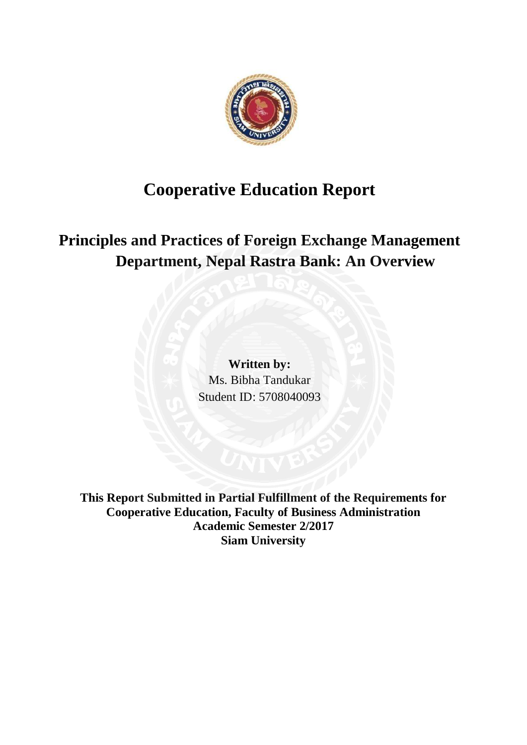# Cooperative Education Report

## Principles and Practices of Foreign Exchange Management Department, Nepal Rastra Bank: An Overview

**Written by:**
Ms. Bibha Tandukar
Student ID: 5708040093

**This Report Submitted in Partial Fulfillment of the Requirements for Cooperative Education, Faculty of Business Administration**
**Academic Semester 2/2017**
**Siam University**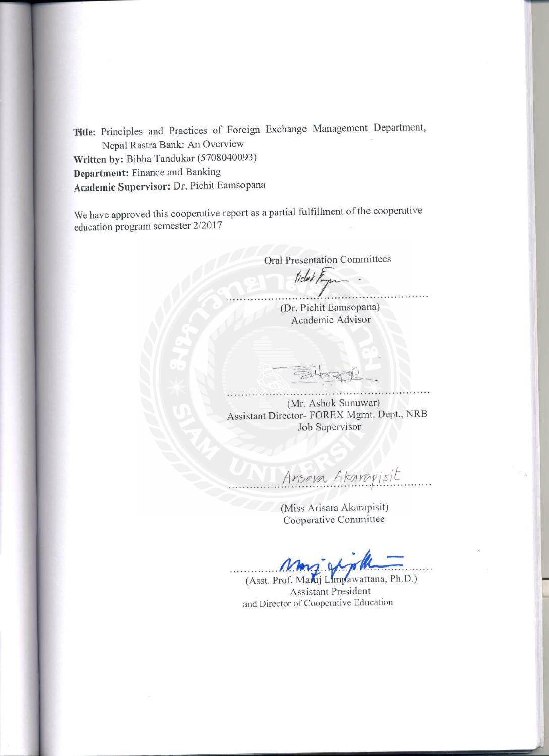**Title:** Principles and Practices of Foreign Exchange Management Department, Nepal Rastra Bank: An Overview

**Written by:** Bibha Tandukar (5708040093)

**Department:** Finance and Banking

**Academic Supervisor:** Dr. Pichit Eamsopana

We have approved this cooperative report as a partial fulfillment of the cooperative education program semester 2/2017

Oral Presentation Committees

..........................................................

(Dr. Pichit Eamsopana)
Academic Advisor

..........................................................

(Mr. Ashok Sunuwar)
Assistant Director- FOREX Mgmt. Dept., NRB
Job Supervisor

..........................................................

(Miss Arisara Akarapisit)
Cooperative Committee

..........................................................

(Asst. Prof. Maruj Limpawattana, Ph.D.)
Assistant President
and Director of Cooperative Education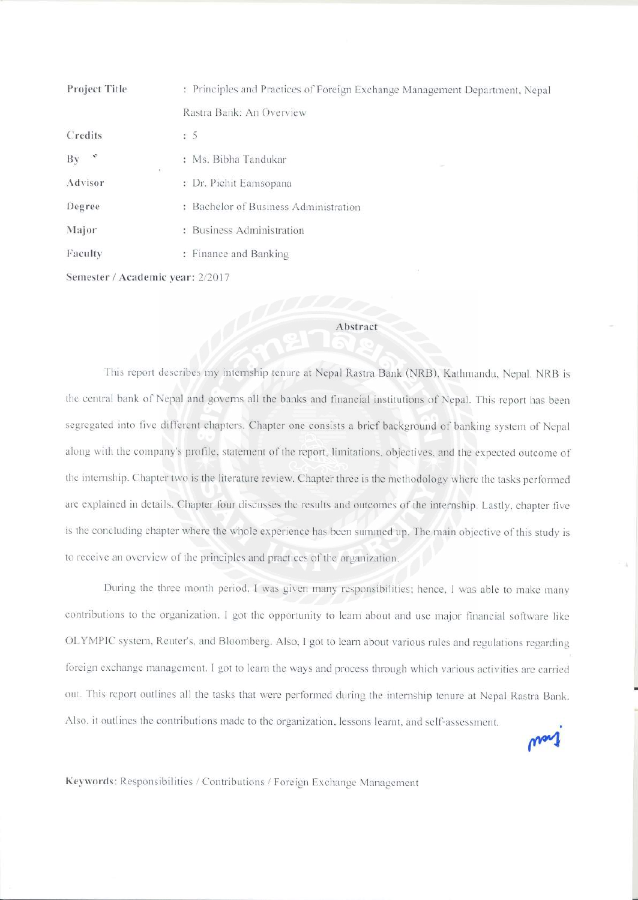| | |
|---|---|
| **Project Title** | : Principles and Practices of Foreign Exchange Management Department, Nepal Rastra Bank: An Overview |
| **Credits** | : 5 |
| **By** | : Ms. Bibha Tandukar |
| **Advisor** | : Dr. Pichit Eamsopana |
| **Degree** | : Bachelor of Business Administration |
| **Major** | : Business Administration |
| **Faculty** | : Finance and Banking |

**Semester / Academic year:** 2/2017

## Abstract

This report describes my internship tenure at Nepal Rastra Bank (NRB), Kathmandu, Nepal. NRB is the central bank of Nepal and governs all the banks and financial institutions of Nepal. This report has been segregated into five different chapters. Chapter one consists a brief background of banking system of Nepal along with the company's profile, statement of the report, limitations, objectives, and the expected outcome of the internship. Chapter two is the literature review. Chapter three is the methodology where the tasks performed are explained in details. Chapter four discusses the results and outcomes of the internship. Lastly, chapter five is the concluding chapter where the whole experience has been summed up. The main objective of this study is to receive an overview of the principles and practices of the organization.

During the three month period, I was given many responsibilities; hence, I was able to make many contributions to the organization. I got the opportunity to learn about and use major financial software like OLYMPIC system, Reuter's, and Bloomberg. Also, I got to learn about various rules and regulations regarding foreign exchange management. I got to learn the ways and process through which various activities are carried out. This report outlines all the tasks that were performed during the internship tenure at Nepal Rastra Bank. Also, it outlines the contributions made to the organization, lessons learnt, and self-assessment.

**Keywords**: Responsibilities / Contributions / Foreign Exchange Management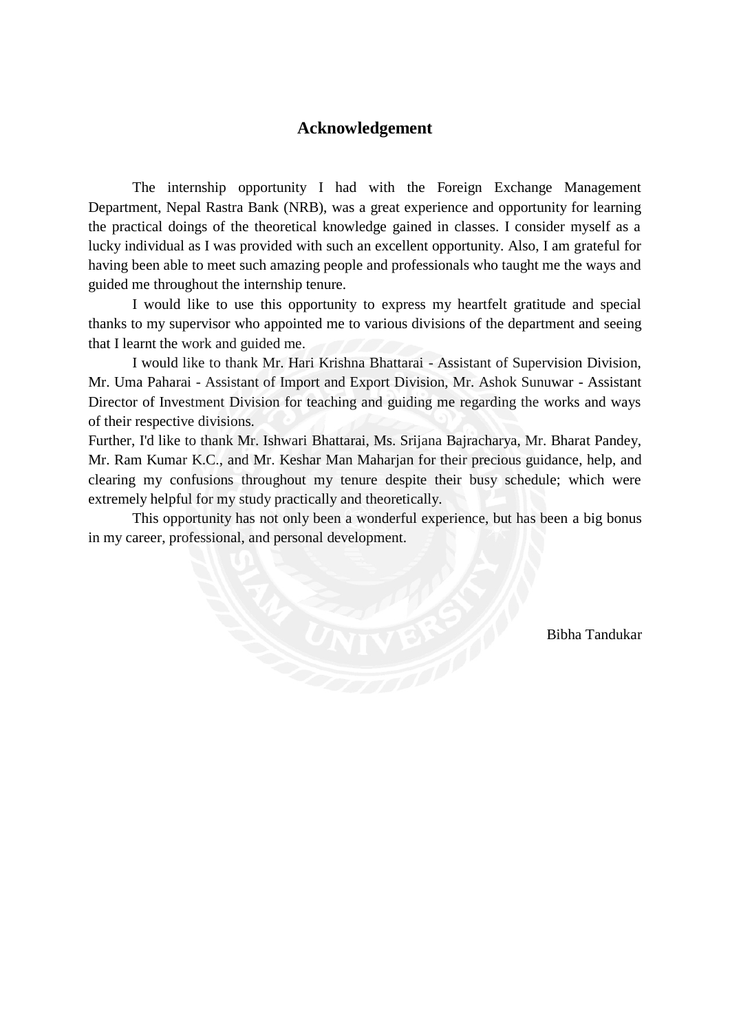# Acknowledgement

The internship opportunity I had with the Foreign Exchange Management Department, Nepal Rastra Bank (NRB), was a great experience and opportunity for learning the practical doings of the theoretical knowledge gained in classes. I consider myself as a lucky individual as I was provided with such an excellent opportunity. Also, I am grateful for having been able to meet such amazing people and professionals who taught me the ways and guided me throughout the internship tenure.

I would like to use this opportunity to express my heartfelt gratitude and special thanks to my supervisor who appointed me to various divisions of the department and seeing that I learnt the work and guided me.

I would like to thank Mr. Hari Krishna Bhattarai - Assistant of Supervision Division, Mr. Uma Paharai - Assistant of Import and Export Division, Mr. Ashok Sunuwar - Assistant Director of Investment Division for teaching and guiding me regarding the works and ways of their respective divisions.

Further, I'd like to thank Mr. Ishwari Bhattarai, Ms. Srijana Bajracharya, Mr. Bharat Pandey, Mr. Ram Kumar K.C., and Mr. Keshar Man Maharjan for their precious guidance, help, and clearing my confusions throughout my tenure despite their busy schedule; which were extremely helpful for my study practically and theoretically.

This opportunity has not only been a wonderful experience, but has been a big bonus in my career, professional, and personal development.

Bibha Tandukar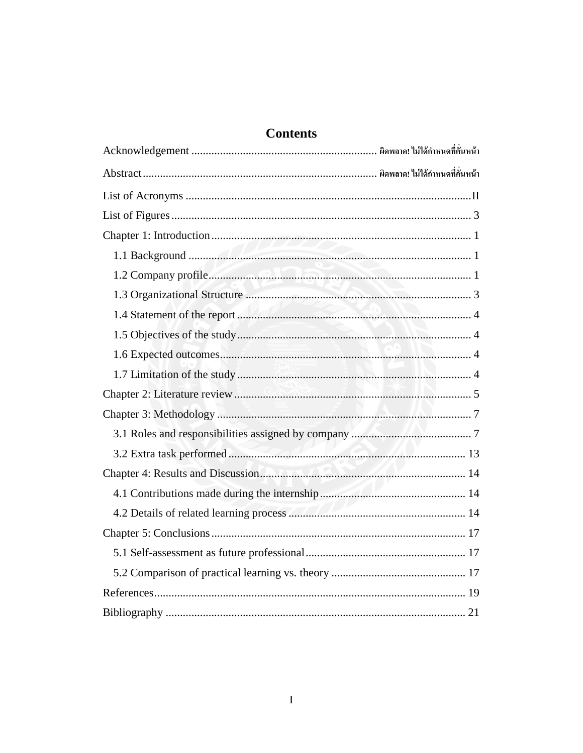# Contents

Acknowledgement ................................................................ ผิดพลาด! ไม่ได้กำหนดที่คั่นหน้า

Abstract................................................................................ ผิดพลาด! ไม่ได้กำหนดที่คั่นหน้า

List of Acronyms ..................................................................................................II

List of Figures........................................................................................................ 3

Chapter 1: Introduction .......................................................................................... 1

- 1.1 Background ................................................................................................. 1
- 1.2 Company profile.......................................................................................... 1
- 1.3 Organizational Structure ............................................................................. 3
- 1.4 Statement of the report ................................................................................ 4
- 1.5 Objectives of the study................................................................................ 4
- 1.6 Expected outcomes...................................................................................... 4
- 1.7 Limitation of the study ................................................................................ 4

Chapter 2: Literature review .................................................................................. 5

Chapter 3: Methodology ........................................................................................ 7

- 3.1 Roles and responsibilities assigned by company ........................................ 7
- 3.2 Extra task performed................................................................................. 13

Chapter 4: Results and Discussion....................................................................... 14

- 4.1 Contributions made during the internship.................................................. 14
- 4.2 Details of related learning process ............................................................ 14

Chapter 5: Conclusions ........................................................................................ 17

- 5.1 Self-assessment as future professional....................................................... 17
- 5.2 Comparison of practical learning vs. theory .............................................. 17

References............................................................................................................ 19

Bibliography ........................................................................................................ 21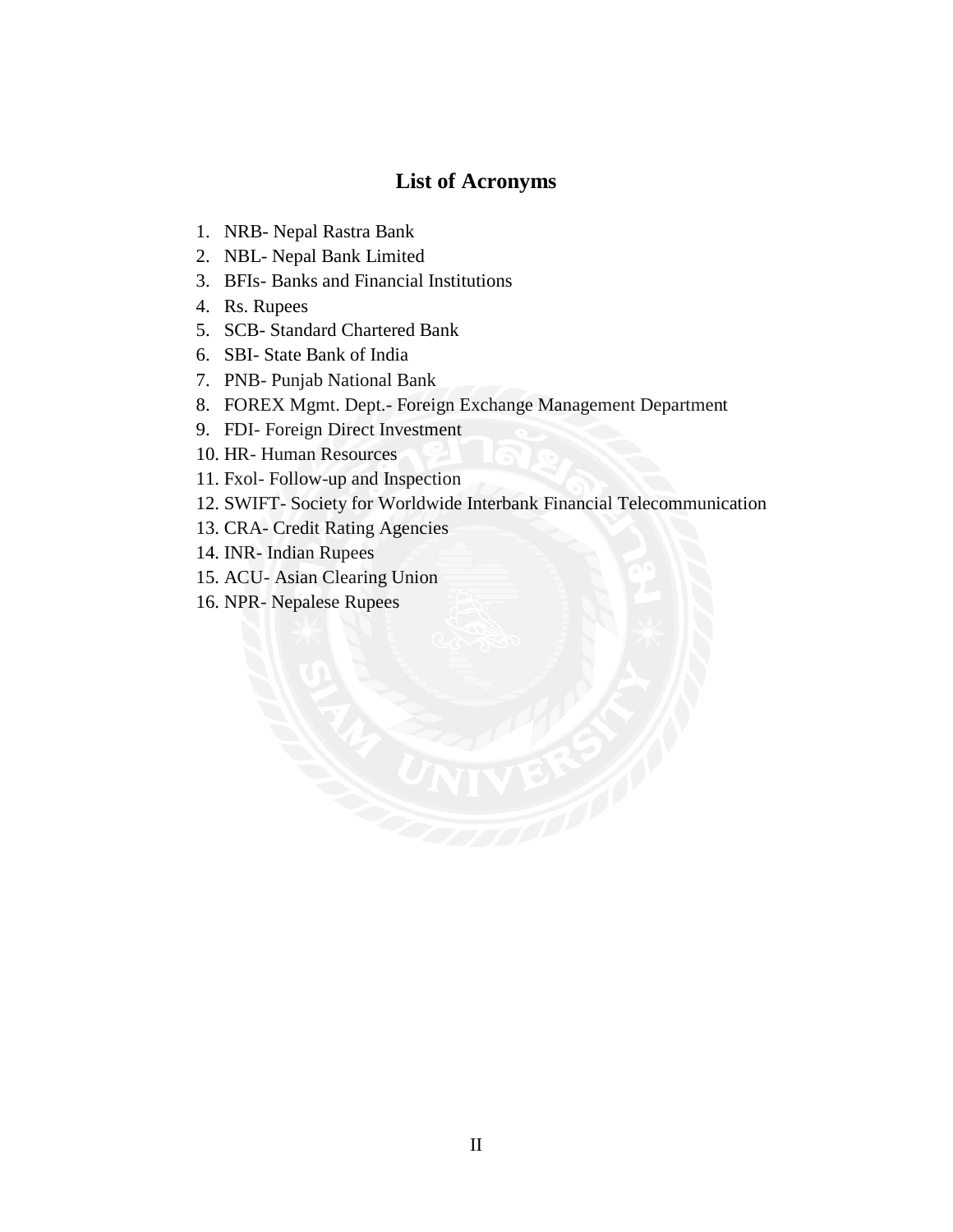## List of Acronyms

1. NRB- Nepal Rastra Bank
2. NBL- Nepal Bank Limited
3. BFIs- Banks and Financial Institutions
4. Rs. Rupees
5. SCB- Standard Chartered Bank
6. SBI- State Bank of India
7. PNB- Punjab National Bank
8. FOREX Mgmt. Dept.- Foreign Exchange Management Department
9. FDI- Foreign Direct Investment
10. HR- Human Resources
11. Fxol- Follow-up and Inspection
12. SWIFT- Society for Worldwide Interbank Financial Telecommunication
13. CRA- Credit Rating Agencies
14. INR- Indian Rupees
15. ACU- Asian Clearing Union
16. NPR- Nepalese Rupees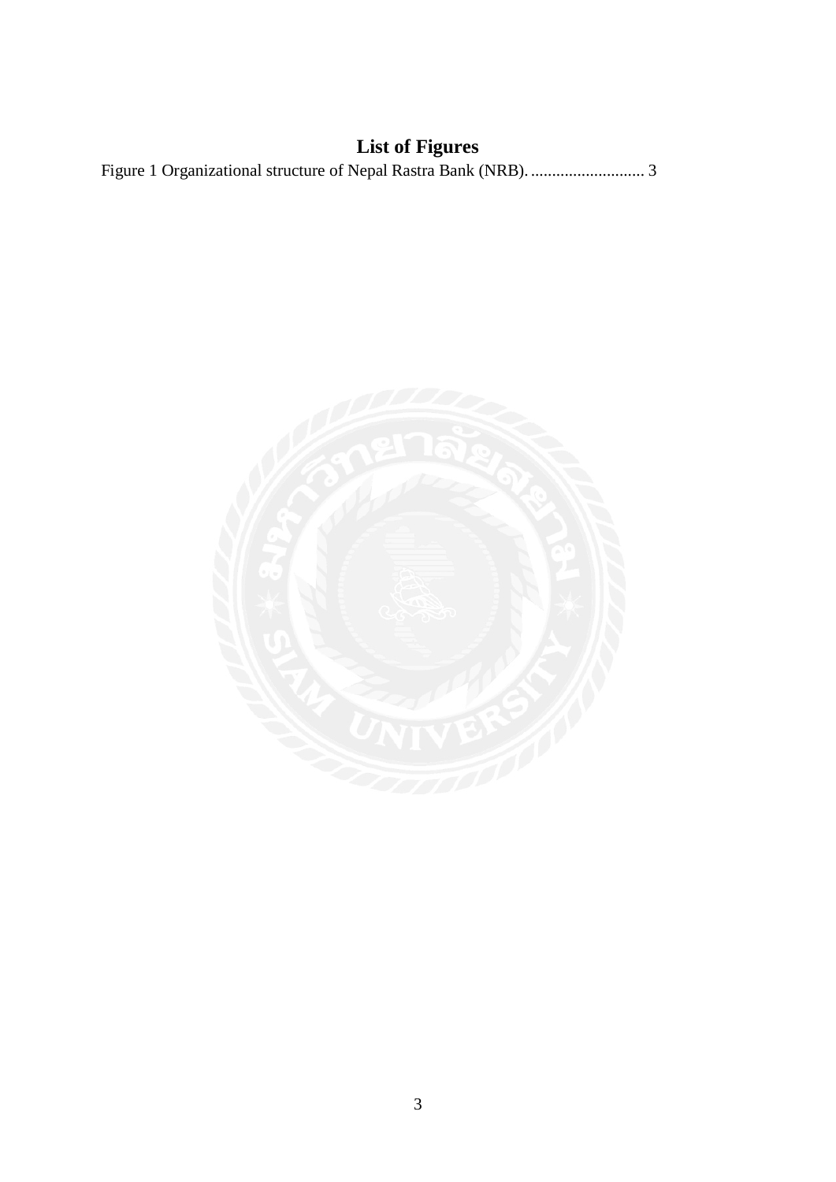# List of Figures

Figure 1 Organizational structure of Nepal Rastra Bank (NRB). ........................... 3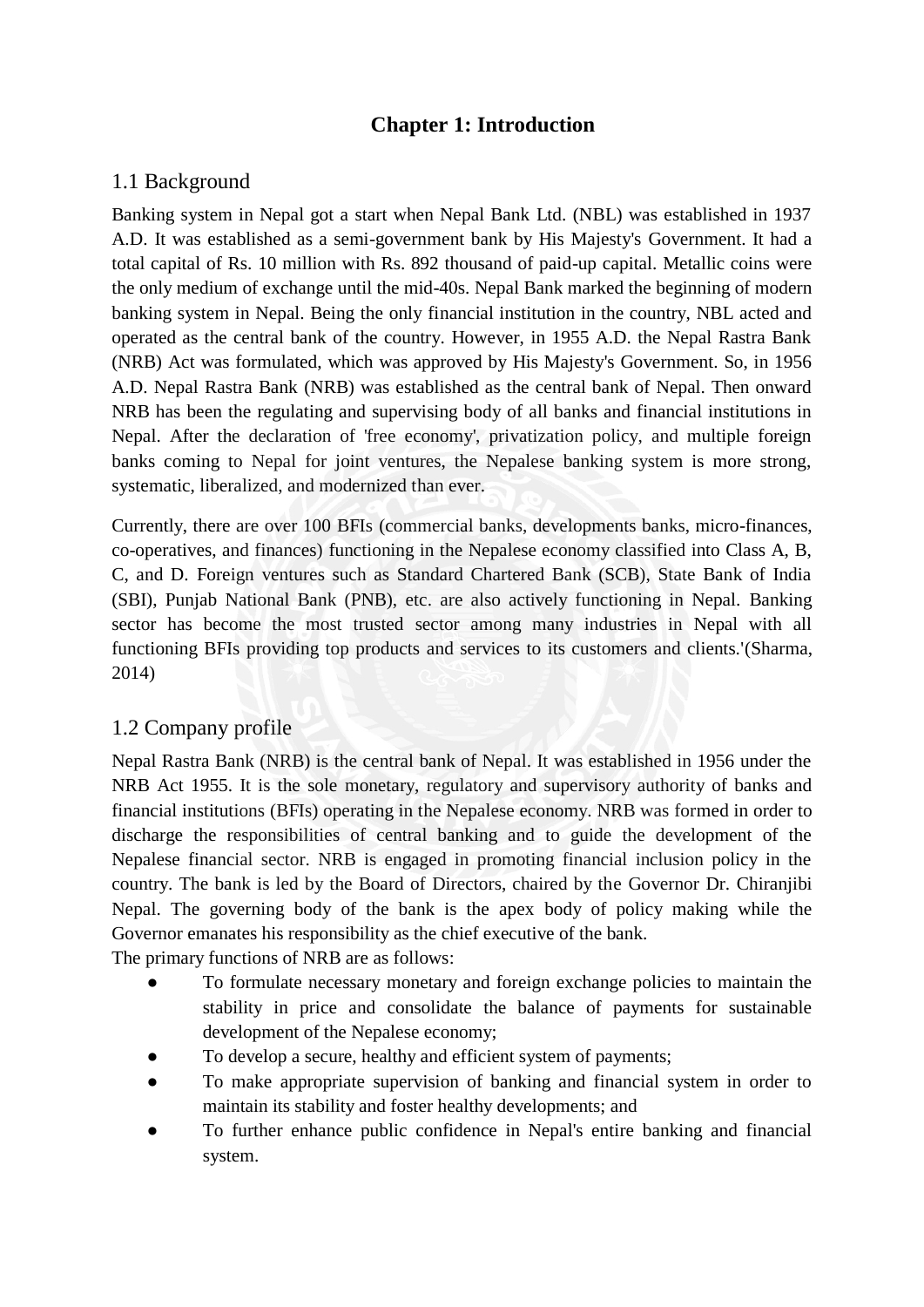# Chapter 1: Introduction

## 1.1 Background

Banking system in Nepal got a start when Nepal Bank Ltd. (NBL) was established in 1937 A.D. It was established as a semi-government bank by His Majesty's Government. It had a total capital of Rs. 10 million with Rs. 892 thousand of paid-up capital. Metallic coins were the only medium of exchange until the mid-40s. Nepal Bank marked the beginning of modern banking system in Nepal. Being the only financial institution in the country, NBL acted and operated as the central bank of the country. However, in 1955 A.D. the Nepal Rastra Bank (NRB) Act was formulated, which was approved by His Majesty's Government. So, in 1956 A.D. Nepal Rastra Bank (NRB) was established as the central bank of Nepal. Then onward NRB has been the regulating and supervising body of all banks and financial institutions in Nepal. After the declaration of 'free economy', privatization policy, and multiple foreign banks coming to Nepal for joint ventures, the Nepalese banking system is more strong, systematic, liberalized, and modernized than ever.

Currently, there are over 100 BFIs (commercial banks, developments banks, micro-finances, co-operatives, and finances) functioning in the Nepalese economy classified into Class A, B, C, and D. Foreign ventures such as Standard Chartered Bank (SCB), State Bank of India (SBI), Punjab National Bank (PNB), etc. are also actively functioning in Nepal. Banking sector has become the most trusted sector among many industries in Nepal with all functioning BFIs providing top products and services to its customers and clients.'(Sharma, 2014)

## 1.2 Company profile

Nepal Rastra Bank (NRB) is the central bank of Nepal. It was established in 1956 under the NRB Act 1955. It is the sole monetary, regulatory and supervisory authority of banks and financial institutions (BFIs) operating in the Nepalese economy. NRB was formed in order to discharge the responsibilities of central banking and to guide the development of the Nepalese financial sector. NRB is engaged in promoting financial inclusion policy in the country. The bank is led by the Board of Directors, chaired by the Governor Dr. Chiranjibi Nepal. The governing body of the bank is the apex body of policy making while the Governor emanates his responsibility as the chief executive of the bank.

The primary functions of NRB are as follows:

- To formulate necessary monetary and foreign exchange policies to maintain the stability in price and consolidate the balance of payments for sustainable development of the Nepalese economy;
- To develop a secure, healthy and efficient system of payments;
- To make appropriate supervision of banking and financial system in order to maintain its stability and foster healthy developments; and
- To further enhance public confidence in Nepal's entire banking and financial system.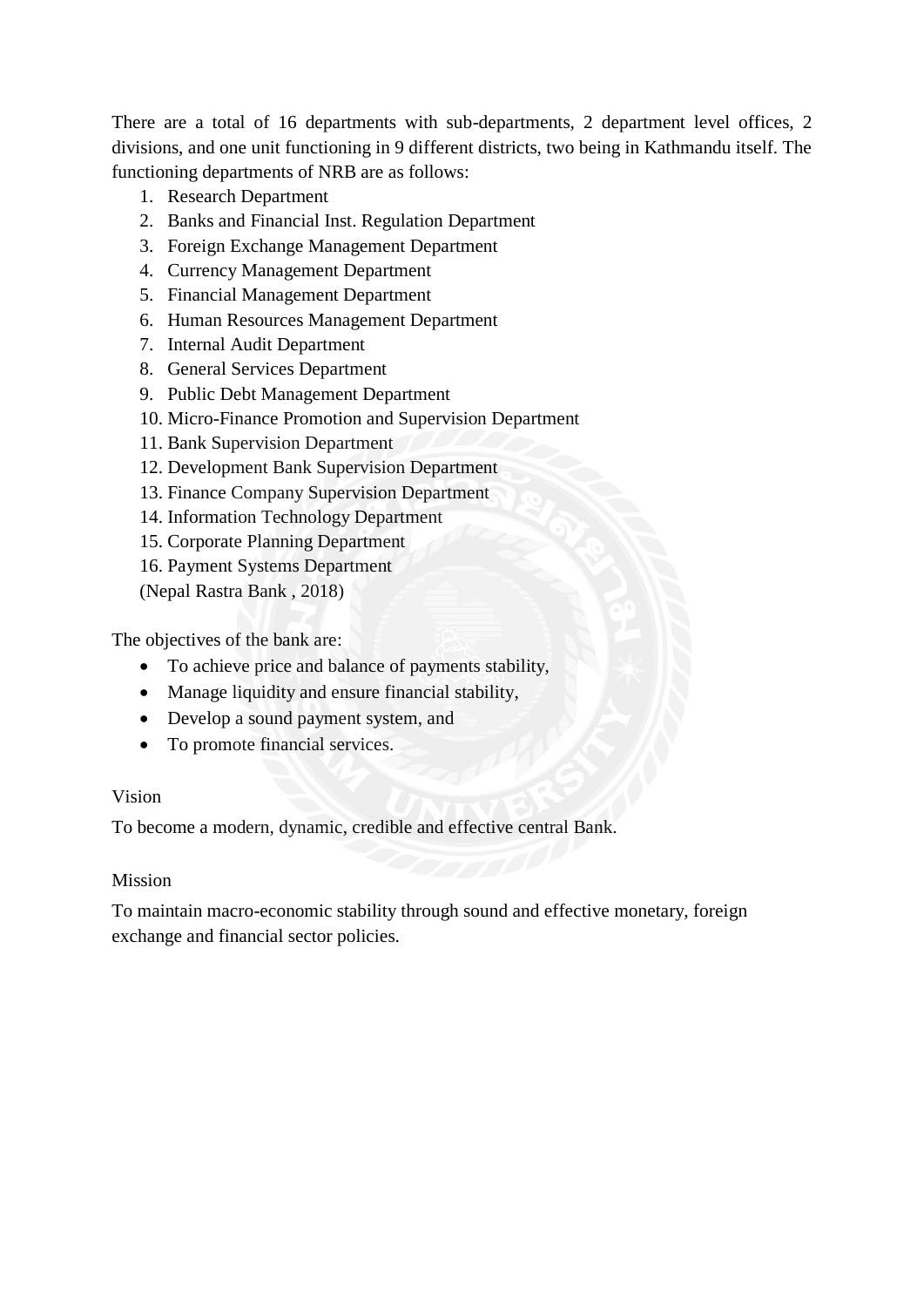There are a total of 16 departments with sub-departments, 2 department level offices, 2 divisions, and one unit functioning in 9 different districts, two being in Kathmandu itself. The functioning departments of NRB are as follows:

1. Research Department
2. Banks and Financial Inst. Regulation Department
3. Foreign Exchange Management Department
4. Currency Management Department
5. Financial Management Department
6. Human Resources Management Department
7. Internal Audit Department
8. General Services Department
9. Public Debt Management Department
10. Micro-Finance Promotion and Supervision Department
11. Bank Supervision Department
12. Development Bank Supervision Department
13. Finance Company Supervision Department
14. Information Technology Department
15. Corporate Planning Department
16. Payment Systems Department

(Nepal Rastra Bank , 2018)

The objectives of the bank are:

- To achieve price and balance of payments stability,
- Manage liquidity and ensure financial stability,
- Develop a sound payment system, and
- To promote financial services.

Vision

To become a modern, dynamic, credible and effective central Bank.

Mission

To maintain macro-economic stability through sound and effective monetary, foreign exchange and financial sector policies.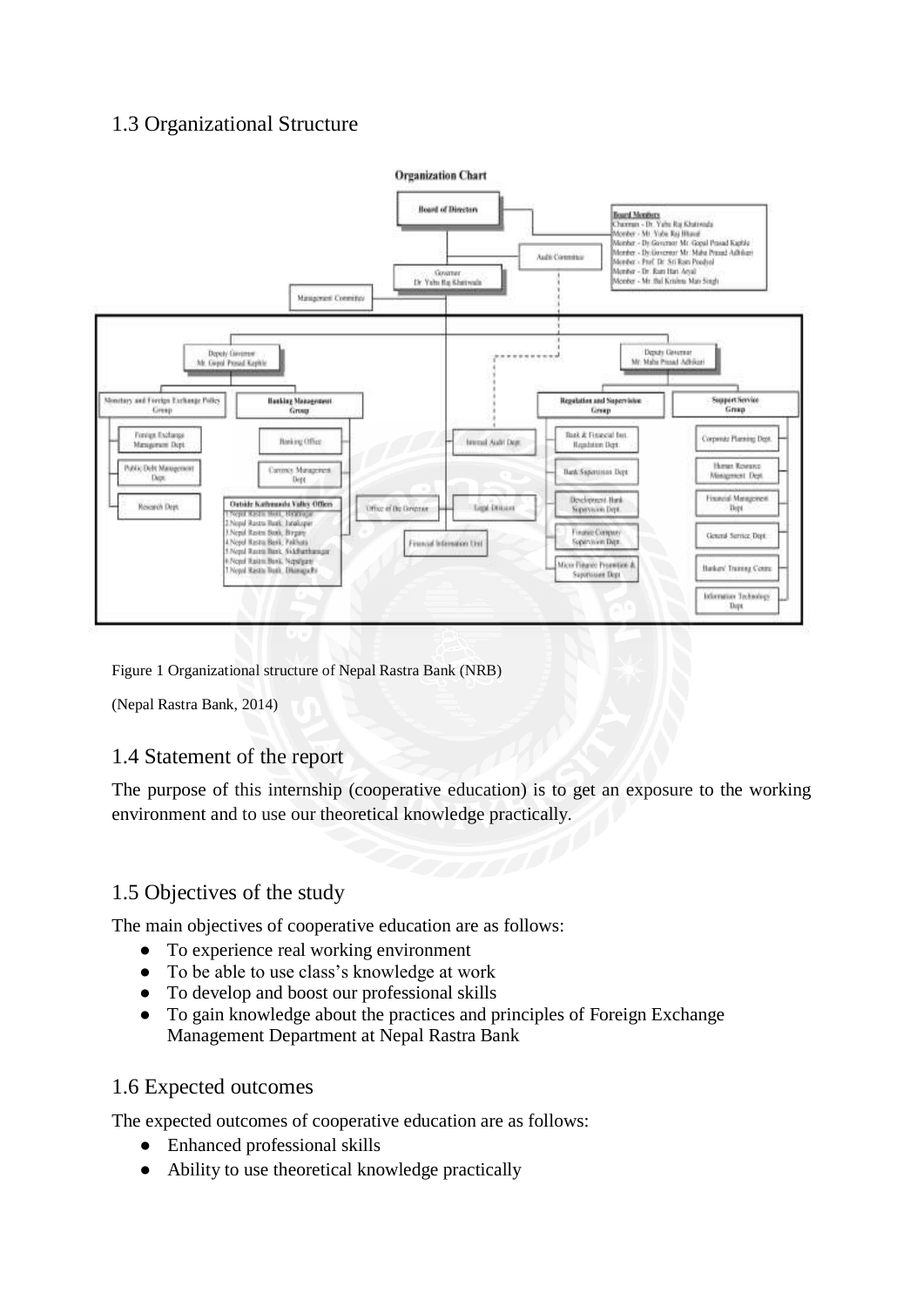## 1.3 Organizational Structure

Figure 1 Organizational structure of Nepal Rastra Bank (NRB)

(Nepal Rastra Bank, 2014)

## 1.4 Statement of the report

The purpose of this internship (cooperative education) is to get an exposure to the working environment and to use our theoretical knowledge practically.

## 1.5 Objectives of the study

The main objectives of cooperative education are as follows:

- To experience real working environment
- To be able to use class's knowledge at work
- To develop and boost our professional skills
- To gain knowledge about the practices and principles of Foreign Exchange Management Department at Nepal Rastra Bank

## 1.6 Expected outcomes

The expected outcomes of cooperative education are as follows:

- Enhanced professional skills
- Ability to use theoretical knowledge practically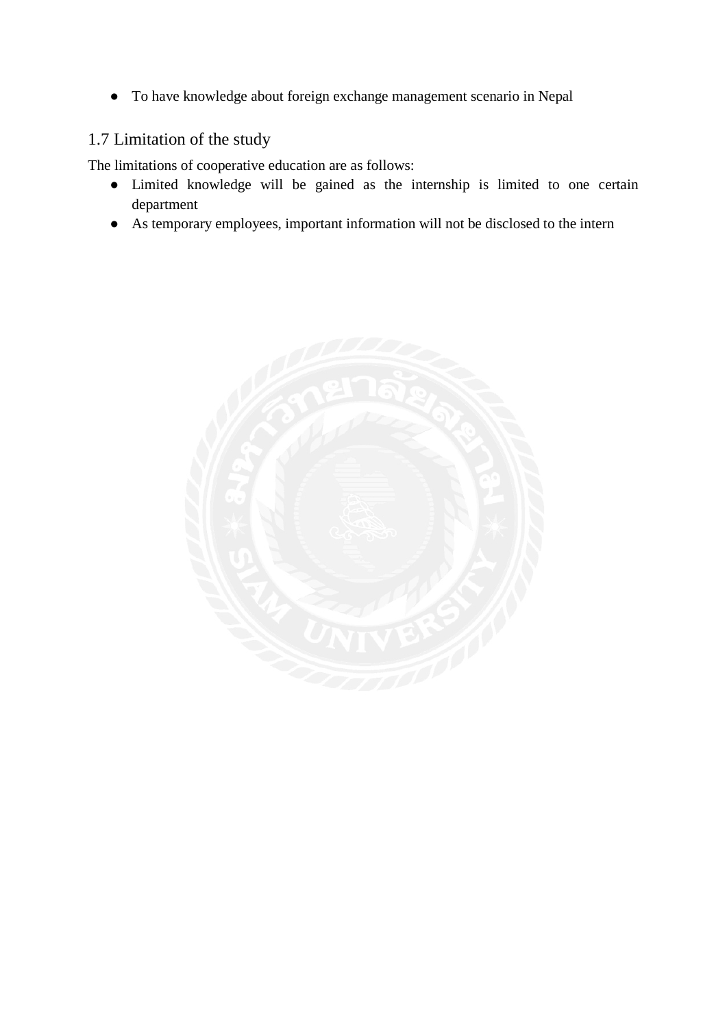- To have knowledge about foreign exchange management scenario in Nepal

## 1.7 Limitation of the study

The limitations of cooperative education are as follows:

- Limited knowledge will be gained as the internship is limited to one certain department
- As temporary employees, important information will not be disclosed to the intern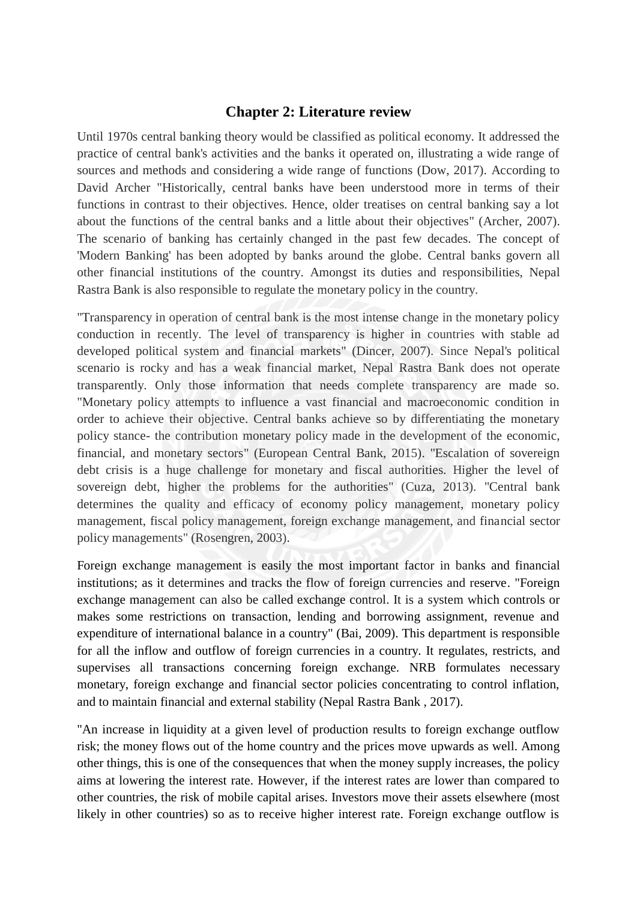## Chapter 2: Literature review

Until 1970s central banking theory would be classified as political economy. It addressed the practice of central bank's activities and the banks it operated on, illustrating a wide range of sources and methods and considering a wide range of functions (Dow, 2017). According to David Archer "Historically, central banks have been understood more in terms of their functions in contrast to their objectives. Hence, older treatises on central banking say a lot about the functions of the central banks and a little about their objectives" (Archer, 2007). The scenario of banking has certainly changed in the past few decades. The concept of 'Modern Banking' has been adopted by banks around the globe. Central banks govern all other financial institutions of the country. Amongst its duties and responsibilities, Nepal Rastra Bank is also responsible to regulate the monetary policy in the country.

"Transparency in operation of central bank is the most intense change in the monetary policy conduction in recently. The level of transparency is higher in countries with stable ad developed political system and financial markets" (Dincer, 2007). Since Nepal's political scenario is rocky and has a weak financial market, Nepal Rastra Bank does not operate transparently. Only those information that needs complete transparency are made so. "Monetary policy attempts to influence a vast financial and macroeconomic condition in order to achieve their objective. Central banks achieve so by differentiating the monetary policy stance- the contribution monetary policy made in the development of the economic, financial, and monetary sectors" (European Central Bank, 2015). "Escalation of sovereign debt crisis is a huge challenge for monetary and fiscal authorities. Higher the level of sovereign debt, higher the problems for the authorities" (Cuza, 2013). "Central bank determines the quality and efficacy of economy policy management, monetary policy management, fiscal policy management, foreign exchange management, and financial sector policy managements" (Rosengren, 2003).

Foreign exchange management is easily the most important factor in banks and financial institutions; as it determines and tracks the flow of foreign currencies and reserve. "Foreign exchange management can also be called exchange control. It is a system which controls or makes some restrictions on transaction, lending and borrowing assignment, revenue and expenditure of international balance in a country" (Bai, 2009). This department is responsible for all the inflow and outflow of foreign currencies in a country. It regulates, restricts, and supervises all transactions concerning foreign exchange. NRB formulates necessary monetary, foreign exchange and financial sector policies concentrating to control inflation, and to maintain financial and external stability (Nepal Rastra Bank , 2017).

"An increase in liquidity at a given level of production results to foreign exchange outflow risk; the money flows out of the home country and the prices move upwards as well. Among other things, this is one of the consequences that when the money supply increases, the policy aims at lowering the interest rate. However, if the interest rates are lower than compared to other countries, the risk of mobile capital arises. Investors move their assets elsewhere (most likely in other countries) so as to receive higher interest rate. Foreign exchange outflow is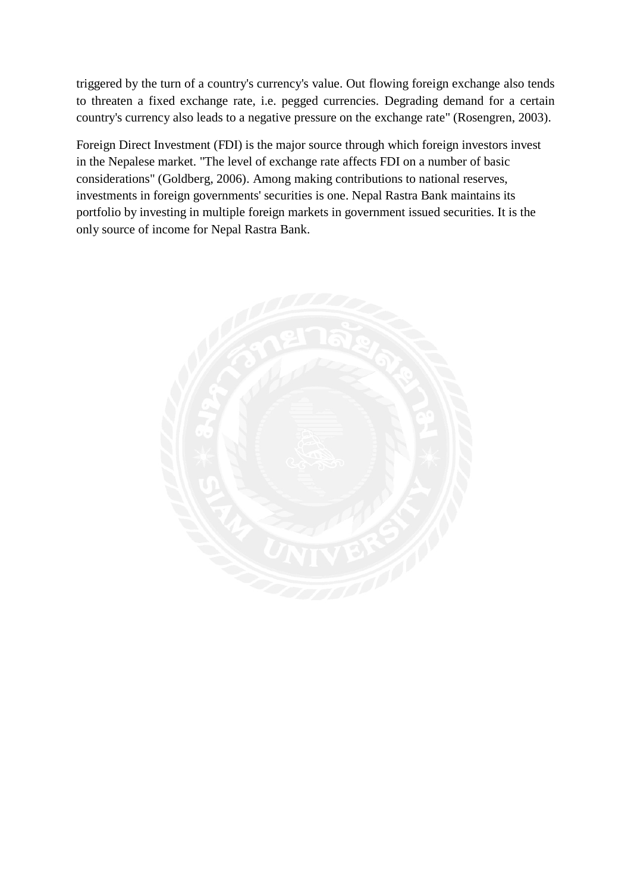triggered by the turn of a country's currency's value. Out flowing foreign exchange also tends to threaten a fixed exchange rate, i.e. pegged currencies. Degrading demand for a certain country's currency also leads to a negative pressure on the exchange rate" (Rosengren, 2003).

Foreign Direct Investment (FDI) is the major source through which foreign investors invest in the Nepalese market. "The level of exchange rate affects FDI on a number of basic considerations" (Goldberg, 2006). Among making contributions to national reserves, investments in foreign governments' securities is one. Nepal Rastra Bank maintains its portfolio by investing in multiple foreign markets in government issued securities. It is the only source of income for Nepal Rastra Bank.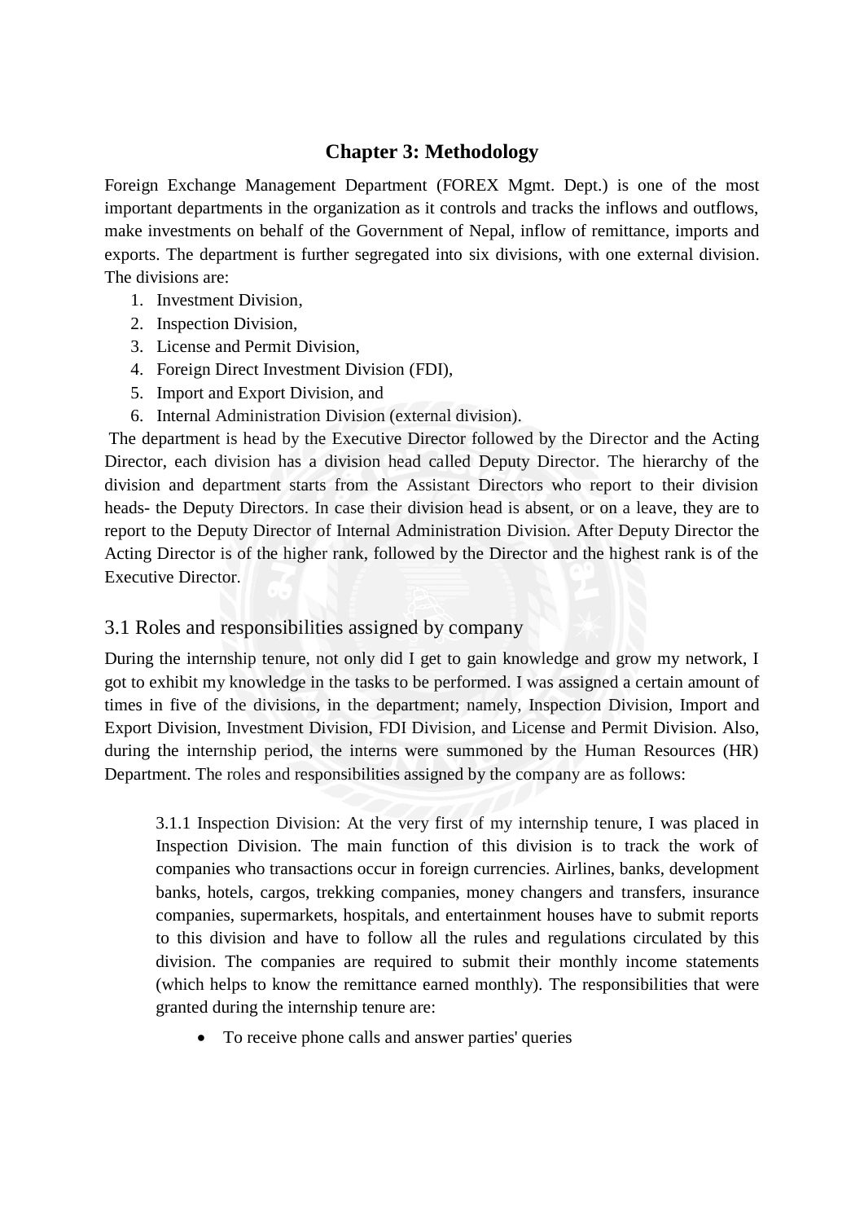# Chapter 3: Methodology

Foreign Exchange Management Department (FOREX Mgmt. Dept.) is one of the most important departments in the organization as it controls and tracks the inflows and outflows, make investments on behalf of the Government of Nepal, inflow of remittance, imports and exports. The department is further segregated into six divisions, with one external division. The divisions are:

1. Investment Division,
2. Inspection Division,
3. License and Permit Division,
4. Foreign Direct Investment Division (FDI),
5. Import and Export Division, and
6. Internal Administration Division (external division).

The department is head by the Executive Director followed by the Director and the Acting Director, each division has a division head called Deputy Director. The hierarchy of the division and department starts from the Assistant Directors who report to their division heads- the Deputy Directors. In case their division head is absent, or on a leave, they are to report to the Deputy Director of Internal Administration Division. After Deputy Director the Acting Director is of the higher rank, followed by the Director and the highest rank is of the Executive Director.

## 3.1 Roles and responsibilities assigned by company

During the internship tenure, not only did I get to gain knowledge and grow my network, I got to exhibit my knowledge in the tasks to be performed. I was assigned a certain amount of times in five of the divisions, in the department; namely, Inspection Division, Import and Export Division, Investment Division, FDI Division, and License and Permit Division. Also, during the internship period, the interns were summoned by the Human Resources (HR) Department. The roles and responsibilities assigned by the company are as follows:

3.1.1 Inspection Division: At the very first of my internship tenure, I was placed in Inspection Division. The main function of this division is to track the work of companies who transactions occur in foreign currencies. Airlines, banks, development banks, hotels, cargos, trekking companies, money changers and transfers, insurance companies, supermarkets, hospitals, and entertainment houses have to submit reports to this division and have to follow all the rules and regulations circulated by this division. The companies are required to submit their monthly income statements (which helps to know the remittance earned monthly). The responsibilities that were granted during the internship tenure are:

- To receive phone calls and answer parties' queries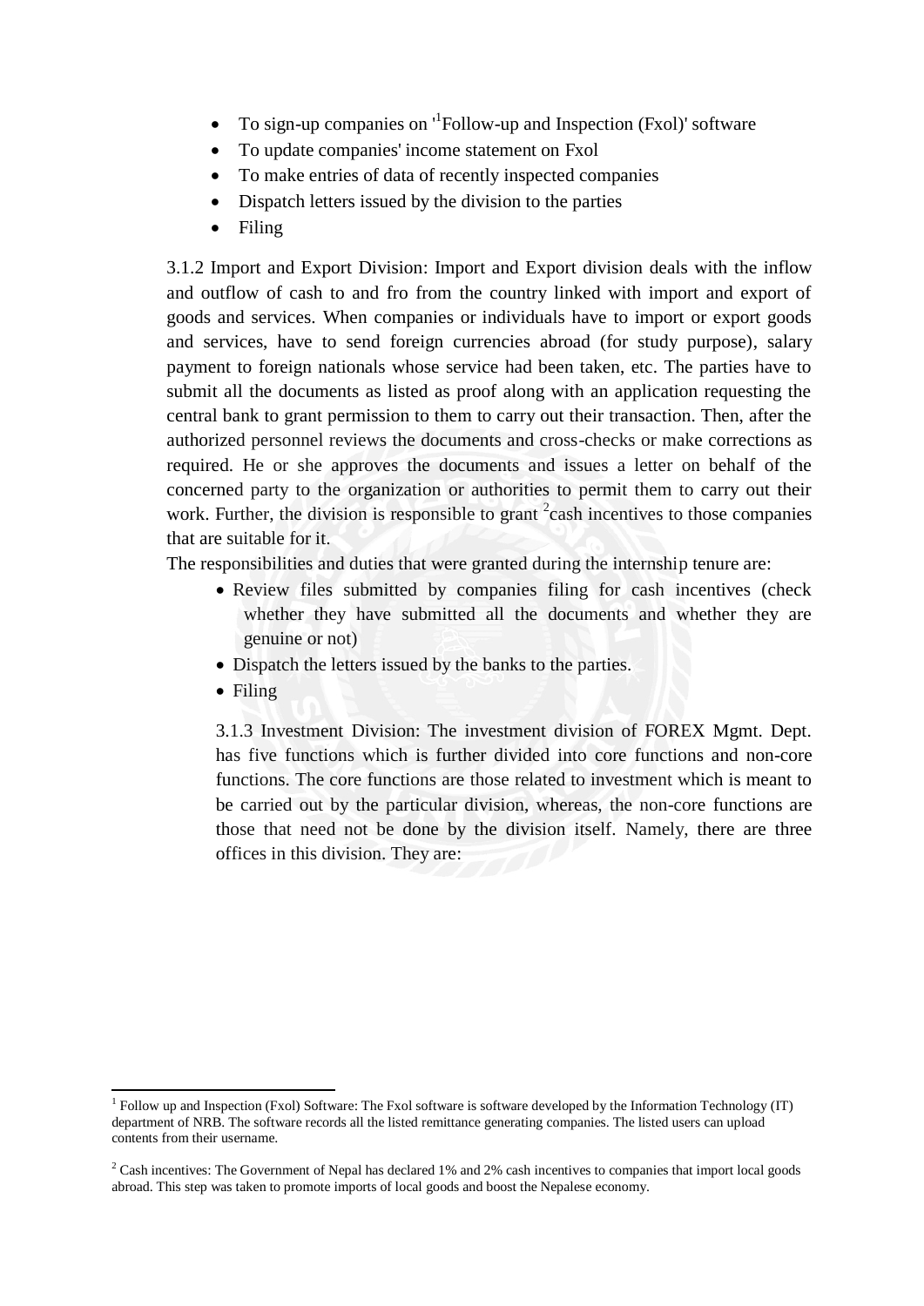- To sign-up companies on '[1]Follow-up and Inspection (Fxol)' software
- To update companies' income statement on Fxol
- To make entries of data of recently inspected companies
- Dispatch letters issued by the division to the parties
- Filing

3.1.2 Import and Export Division: Import and Export division deals with the inflow and outflow of cash to and fro from the country linked with import and export of goods and services. When companies or individuals have to import or export goods and services, have to send foreign currencies abroad (for study purpose), salary payment to foreign nationals whose service had been taken, etc. The parties have to submit all the documents as listed as proof along with an application requesting the central bank to grant permission to them to carry out their transaction. Then, after the authorized personnel reviews the documents and cross-checks or make corrections as required. He or she approves the documents and issues a letter on behalf of the concerned party to the organization or authorities to permit them to carry out their work. Further, the division is responsible to grant [2]cash incentives to those companies that are suitable for it.

The responsibilities and duties that were granted during the internship tenure are:

- Review files submitted by companies filing for cash incentives (check whether they have submitted all the documents and whether they are genuine or not)
- Dispatch the letters issued by the banks to the parties.
- Filing

3.1.3 Investment Division: The investment division of FOREX Mgmt. Dept. has five functions which is further divided into core functions and non-core functions. The core functions are those related to investment which is meant to be carried out by the particular division, whereas, the non-core functions are those that need not be done by the division itself. Namely, there are three offices in this division. They are:

---

[1] Follow up and Inspection (Fxol) Software: The Fxol software is software developed by the Information Technology (IT) department of NRB. The software records all the listed remittance generating companies. The listed users can upload contents from their username.

[2] Cash incentives: The Government of Nepal has declared 1% and 2% cash incentives to companies that import local goods abroad. This step was taken to promote imports of local goods and boost the Nepalese economy.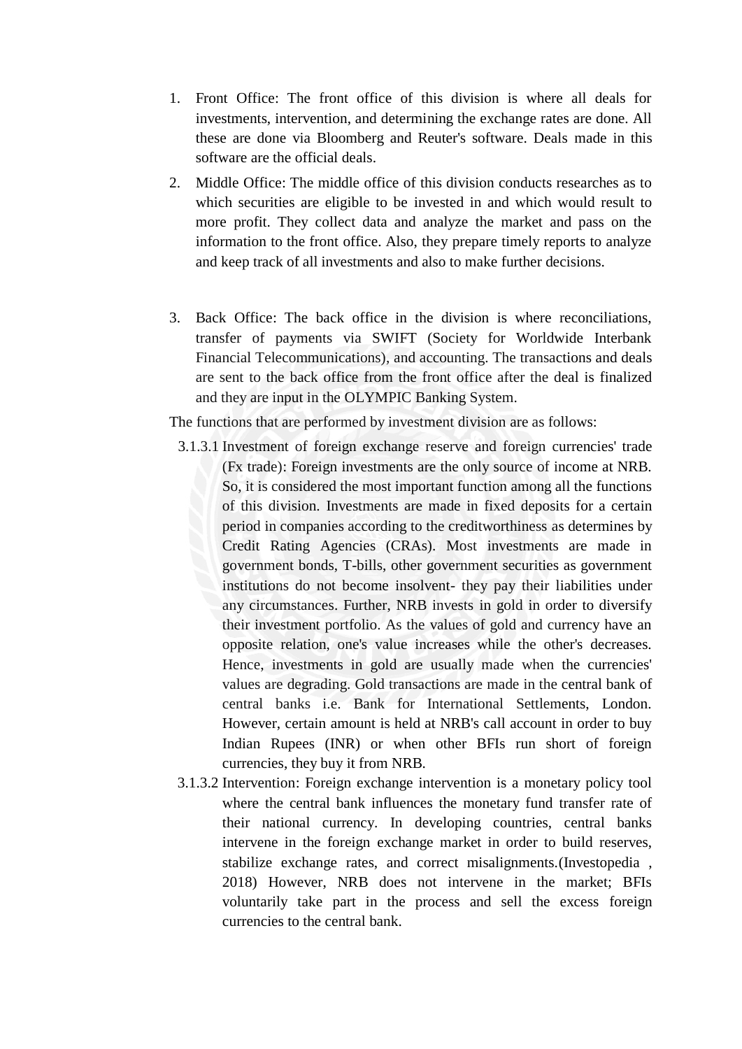1. Front Office: The front office of this division is where all deals for investments, intervention, and determining the exchange rates are done. All these are done via Bloomberg and Reuter's software. Deals made in this software are the official deals.
2. Middle Office: The middle office of this division conducts researches as to which securities are eligible to be invested in and which would result to more profit. They collect data and analyze the market and pass on the information to the front office. Also, they prepare timely reports to analyze and keep track of all investments and also to make further decisions.
3. Back Office: The back office in the division is where reconciliations, transfer of payments via SWIFT (Society for Worldwide Interbank Financial Telecommunications), and accounting. The transactions and deals are sent to the back office from the front office after the deal is finalized and they are input in the OLYMPIC Banking System.

The functions that are performed by investment division are as follows:

3.1.3.1 Investment of foreign exchange reserve and foreign currencies' trade (Fx trade): Foreign investments are the only source of income at NRB. So, it is considered the most important function among all the functions of this division. Investments are made in fixed deposits for a certain period in companies according to the creditworthiness as determines by Credit Rating Agencies (CRAs). Most investments are made in government bonds, T-bills, other government securities as government institutions do not become insolvent- they pay their liabilities under any circumstances. Further, NRB invests in gold in order to diversify their investment portfolio. As the values of gold and currency have an opposite relation, one's value increases while the other's decreases. Hence, investments in gold are usually made when the currencies' values are degrading. Gold transactions are made in the central bank of central banks i.e. Bank for International Settlements, London. However, certain amount is held at NRB's call account in order to buy Indian Rupees (INR) or when other BFIs run short of foreign currencies, they buy it from NRB.

3.1.3.2 Intervention: Foreign exchange intervention is a monetary policy tool where the central bank influences the monetary fund transfer rate of their national currency. In developing countries, central banks intervene in the foreign exchange market in order to build reserves, stabilize exchange rates, and correct misalignments.(Investopedia , 2018) However, NRB does not intervene in the market; BFIs voluntarily take part in the process and sell the excess foreign currencies to the central bank.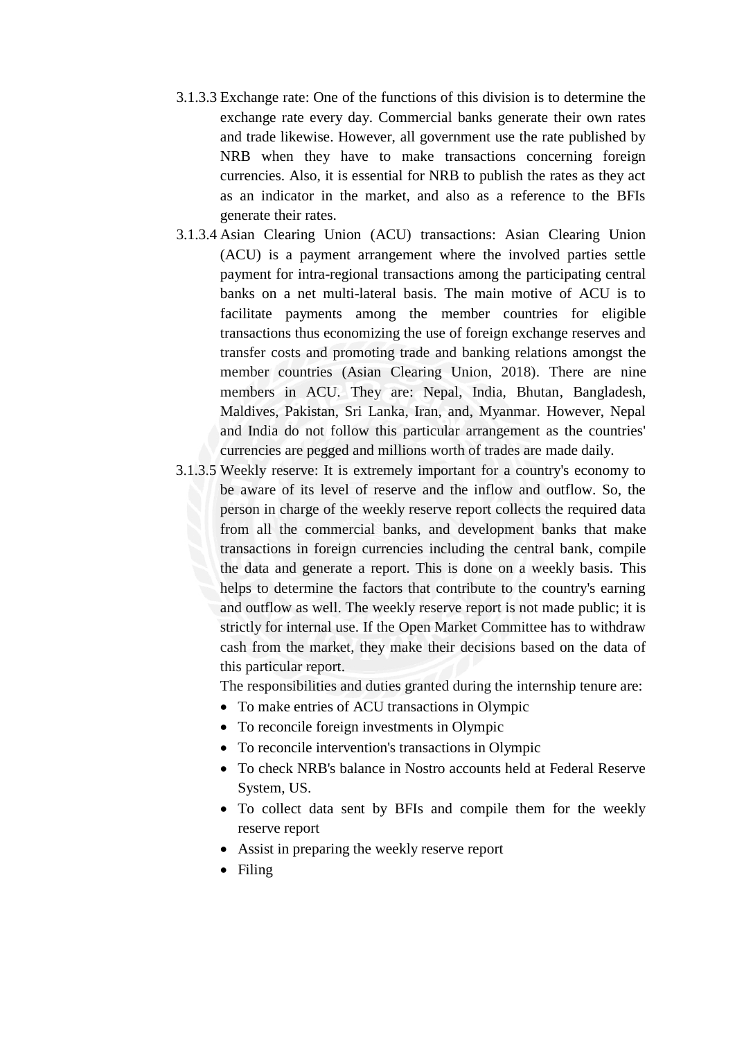3.1.3.3 Exchange rate: One of the functions of this division is to determine the exchange rate every day. Commercial banks generate their own rates and trade likewise. However, all government use the rate published by NRB when they have to make transactions concerning foreign currencies. Also, it is essential for NRB to publish the rates as they act as an indicator in the market, and also as a reference to the BFIs generate their rates.

3.1.3.4 Asian Clearing Union (ACU) transactions: Asian Clearing Union (ACU) is a payment arrangement where the involved parties settle payment for intra-regional transactions among the participating central banks on a net multi-lateral basis. The main motive of ACU is to facilitate payments among the member countries for eligible transactions thus economizing the use of foreign exchange reserves and transfer costs and promoting trade and banking relations amongst the member countries (Asian Clearing Union, 2018). There are nine members in ACU. They are: Nepal, India, Bhutan, Bangladesh, Maldives, Pakistan, Sri Lanka, Iran, and, Myanmar. However, Nepal and India do not follow this particular arrangement as the countries' currencies are pegged and millions worth of trades are made daily.

3.1.3.5 Weekly reserve: It is extremely important for a country's economy to be aware of its level of reserve and the inflow and outflow. So, the person in charge of the weekly reserve report collects the required data from all the commercial banks, and development banks that make transactions in foreign currencies including the central bank, compile the data and generate a report. This is done on a weekly basis. This helps to determine the factors that contribute to the country's earning and outflow as well. The weekly reserve report is not made public; it is strictly for internal use. If the Open Market Committee has to withdraw cash from the market, they make their decisions based on the data of this particular report.

The responsibilities and duties granted during the internship tenure are:

- To make entries of ACU transactions in Olympic
- To reconcile foreign investments in Olympic
- To reconcile intervention's transactions in Olympic
- To check NRB's balance in Nostro accounts held at Federal Reserve System, US.
- To collect data sent by BFIs and compile them for the weekly reserve report
- Assist in preparing the weekly reserve report
- Filing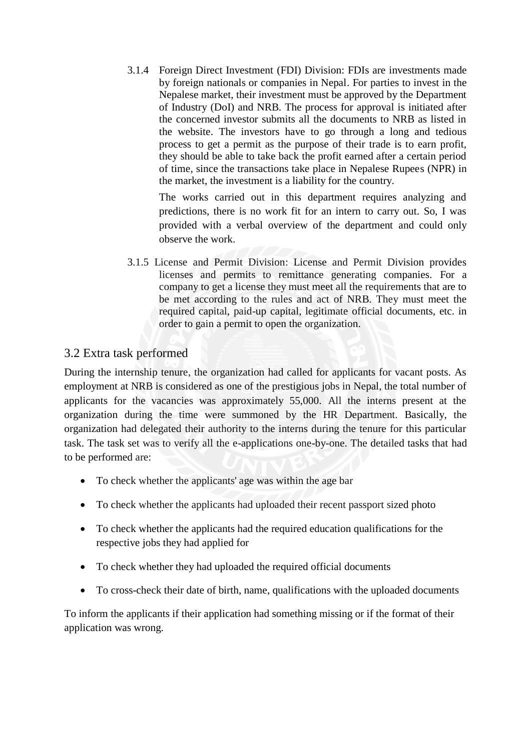3.1.4 Foreign Direct Investment (FDI) Division: FDIs are investments made by foreign nationals or companies in Nepal. For parties to invest in the Nepalese market, their investment must be approved by the Department of Industry (DoI) and NRB. The process for approval is initiated after the concerned investor submits all the documents to NRB as listed in the website. The investors have to go through a long and tedious process to get a permit as the purpose of their trade is to earn profit, they should be able to take back the profit earned after a certain period of time, since the transactions take place in Nepalese Rupees (NPR) in the market, the investment is a liability for the country.

The works carried out in this department requires analyzing and predictions, there is no work fit for an intern to carry out. So, I was provided with a verbal overview of the department and could only observe the work.

3.1.5 License and Permit Division: License and Permit Division provides licenses and permits to remittance generating companies. For a company to get a license they must meet all the requirements that are to be met according to the rules and act of NRB. They must meet the required capital, paid-up capital, legitimate official documents, etc. in order to gain a permit to open the organization.

## 3.2 Extra task performed

During the internship tenure, the organization had called for applicants for vacant posts. As employment at NRB is considered as one of the prestigious jobs in Nepal, the total number of applicants for the vacancies was approximately 55,000. All the interns present at the organization during the time were summoned by the HR Department. Basically, the organization had delegated their authority to the interns during the tenure for this particular task. The task set was to verify all the e-applications one-by-one. The detailed tasks that had to be performed are:

- To check whether the applicants' age was within the age bar
- To check whether the applicants had uploaded their recent passport sized photo
- To check whether the applicants had the required education qualifications for the respective jobs they had applied for
- To check whether they had uploaded the required official documents
- To cross-check their date of birth, name, qualifications with the uploaded documents

To inform the applicants if their application had something missing or if the format of their application was wrong.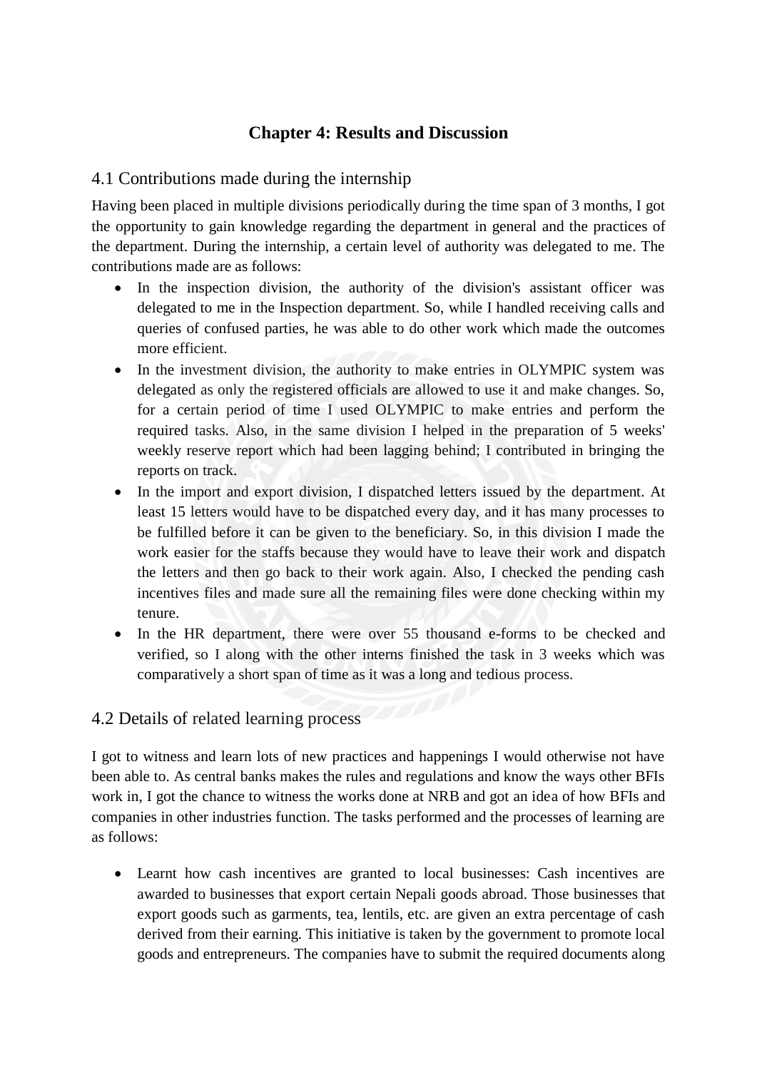# Chapter 4: Results and Discussion

## 4.1 Contributions made during the internship

Having been placed in multiple divisions periodically during the time span of 3 months, I got the opportunity to gain knowledge regarding the department in general and the practices of the department. During the internship, a certain level of authority was delegated to me. The contributions made are as follows:

- In the inspection division, the authority of the division's assistant officer was delegated to me in the Inspection department. So, while I handled receiving calls and queries of confused parties, he was able to do other work which made the outcomes more efficient.
- In the investment division, the authority to make entries in OLYMPIC system was delegated as only the registered officials are allowed to use it and make changes. So, for a certain period of time I used OLYMPIC to make entries and perform the required tasks. Also, in the same division I helped in the preparation of 5 weeks' weekly reserve report which had been lagging behind; I contributed in bringing the reports on track.
- In the import and export division, I dispatched letters issued by the department. At least 15 letters would have to be dispatched every day, and it has many processes to be fulfilled before it can be given to the beneficiary. So, in this division I made the work easier for the staffs because they would have to leave their work and dispatch the letters and then go back to their work again. Also, I checked the pending cash incentives files and made sure all the remaining files were done checking within my tenure.
- In the HR department, there were over 55 thousand e-forms to be checked and verified, so I along with the other interns finished the task in 3 weeks which was comparatively a short span of time as it was a long and tedious process.

## 4.2 Details of related learning process

I got to witness and learn lots of new practices and happenings I would otherwise not have been able to. As central banks makes the rules and regulations and know the ways other BFIs work in, I got the chance to witness the works done at NRB and got an idea of how BFIs and companies in other industries function. The tasks performed and the processes of learning are as follows:

- Learnt how cash incentives are granted to local businesses: Cash incentives are awarded to businesses that export certain Nepali goods abroad. Those businesses that export goods such as garments, tea, lentils, etc. are given an extra percentage of cash derived from their earning. This initiative is taken by the government to promote local goods and entrepreneurs. The companies have to submit the required documents along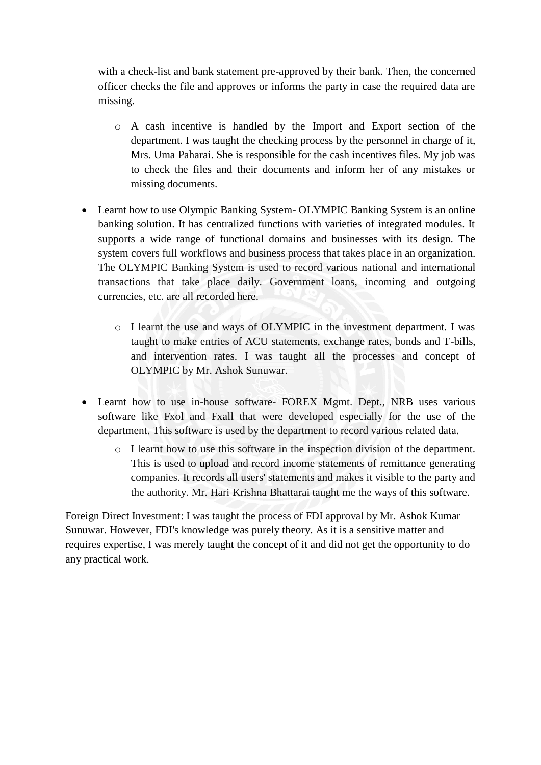with a check-list and bank statement pre-approved by their bank. Then, the concerned officer checks the file and approves or informs the party in case the required data are missing.

  - A cash incentive is handled by the Import and Export section of the department. I was taught the checking process by the personnel in charge of it, Mrs. Uma Paharai. She is responsible for the cash incentives files. My job was to check the files and their documents and inform her of any mistakes or missing documents.

- Learnt how to use Olympic Banking System- OLYMPIC Banking System is an online banking solution. It has centralized functions with varieties of integrated modules. It supports a wide range of functional domains and businesses with its design. The system covers full workflows and business process that takes place in an organization. The OLYMPIC Banking System is used to record various national and international transactions that take place daily. Government loans, incoming and outgoing currencies, etc. are all recorded here.

  - I learnt the use and ways of OLYMPIC in the investment department. I was taught to make entries of ACU statements, exchange rates, bonds and T-bills, and intervention rates. I was taught all the processes and concept of OLYMPIC by Mr. Ashok Sunuwar.

- Learnt how to use in-house software- FOREX Mgmt. Dept., NRB uses various software like Fxol and Fxall that were developed especially for the use of the department. This software is used by the department to record various related data.
  - I learnt how to use this software in the inspection division of the department. This is used to upload and record income statements of remittance generating companies. It records all users' statements and makes it visible to the party and the authority. Mr. Hari Krishna Bhattarai taught me the ways of this software.

Foreign Direct Investment: I was taught the process of FDI approval by Mr. Ashok Kumar Sunuwar. However, FDI's knowledge was purely theory. As it is a sensitive matter and requires expertise, I was merely taught the concept of it and did not get the opportunity to do any practical work.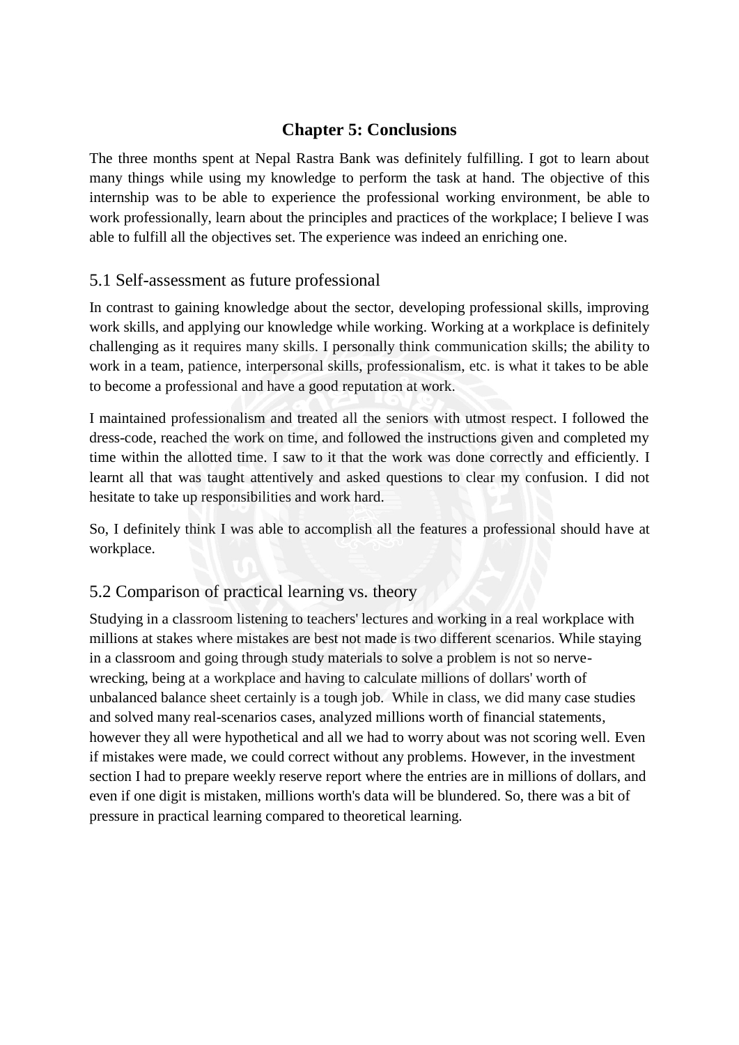# Chapter 5: Conclusions

The three months spent at Nepal Rastra Bank was definitely fulfilling. I got to learn about many things while using my knowledge to perform the task at hand. The objective of this internship was to be able to experience the professional working environment, be able to work professionally, learn about the principles and practices of the workplace; I believe I was able to fulfill all the objectives set. The experience was indeed an enriching one.

## 5.1 Self-assessment as future professional

In contrast to gaining knowledge about the sector, developing professional skills, improving work skills, and applying our knowledge while working. Working at a workplace is definitely challenging as it requires many skills. I personally think communication skills; the ability to work in a team, patience, interpersonal skills, professionalism, etc. is what it takes to be able to become a professional and have a good reputation at work.

I maintained professionalism and treated all the seniors with utmost respect. I followed the dress-code, reached the work on time, and followed the instructions given and completed my time within the allotted time. I saw to it that the work was done correctly and efficiently. I learnt all that was taught attentively and asked questions to clear my confusion. I did not hesitate to take up responsibilities and work hard.

So, I definitely think I was able to accomplish all the features a professional should have at workplace.

## 5.2 Comparison of practical learning vs. theory

Studying in a classroom listening to teachers' lectures and working in a real workplace with millions at stakes where mistakes are best not made is two different scenarios. While staying in a classroom and going through study materials to solve a problem is not so nerve-wrecking, being at a workplace and having to calculate millions of dollars' worth of unbalanced balance sheet certainly is a tough job. While in class, we did many case studies and solved many real-scenarios cases, analyzed millions worth of financial statements, however they all were hypothetical and all we had to worry about was not scoring well. Even if mistakes were made, we could correct without any problems. However, in the investment section I had to prepare weekly reserve report where the entries are in millions of dollars, and even if one digit is mistaken, millions worth's data will be blundered. So, there was a bit of pressure in practical learning compared to theoretical learning.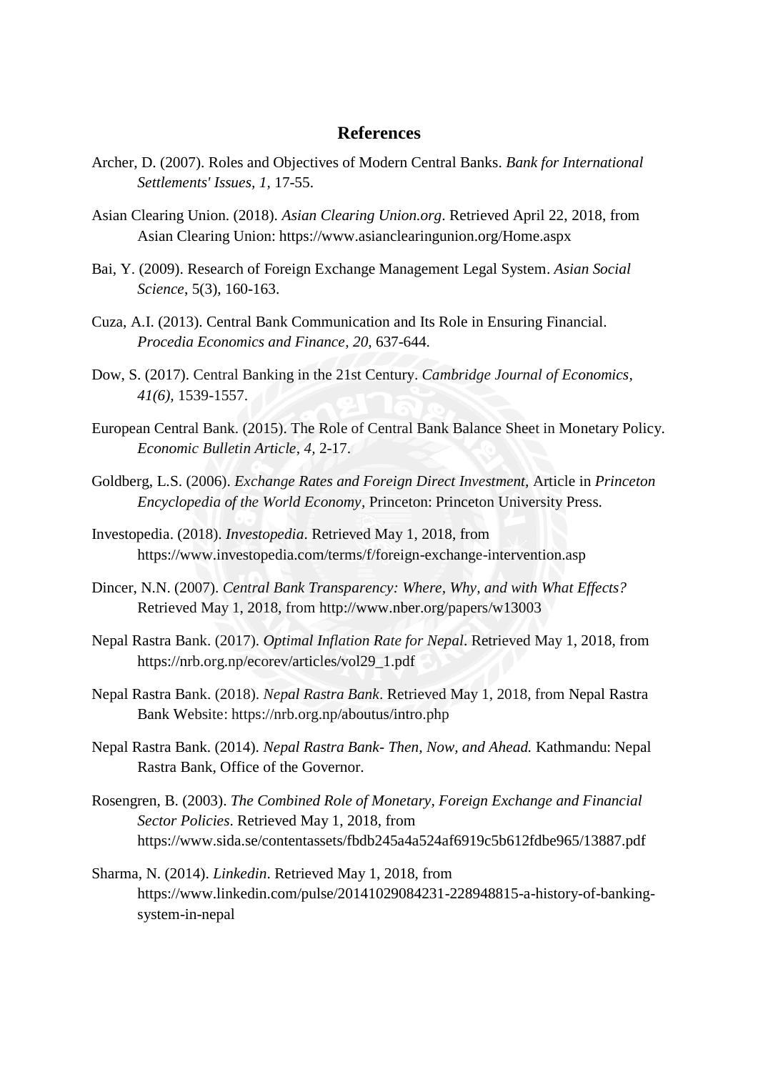## References

Archer, D. (2007). Roles and Objectives of Modern Central Banks. *Bank for International Settlements' Issues, 1,* 17-55.

Asian Clearing Union. (2018). *Asian Clearing Union.org*. Retrieved April 22, 2018, from Asian Clearing Union: https://www.asianclearingunion.org/Home.aspx

Bai, Y. (2009). Research of Foreign Exchange Management Legal System. *Asian Social Science*, 5(3), 160-163.

Cuza, A.I. (2013). Central Bank Communication and Its Role in Ensuring Financial. *Procedia Economics and Finance, 20,* 637-644.

Dow, S. (2017). Central Banking in the 21st Century. *Cambridge Journal of Economics, 41(6),* 1539-1557.

European Central Bank. (2015). The Role of Central Bank Balance Sheet in Monetary Policy. *Economic Bulletin Article, 4,* 2-17.

Goldberg, L.S. (2006). *Exchange Rates and Foreign Direct Investment,* Article in *Princeton Encyclopedia of the World Economy*, Princeton: Princeton University Press.

Investopedia. (2018). *Investopedia*. Retrieved May 1, 2018, from https://www.investopedia.com/terms/f/foreign-exchange-intervention.asp

Dincer, N.N. (2007). *Central Bank Transparency: Where, Why, and with What Effects?* Retrieved May 1, 2018, from http://www.nber.org/papers/w13003

Nepal Rastra Bank. (2017). *Optimal Inflation Rate for Nepal*. Retrieved May 1, 2018, from https://nrb.org.np/ecorev/articles/vol29_1.pdf

Nepal Rastra Bank. (2018). *Nepal Rastra Bank*. Retrieved May 1, 2018, from Nepal Rastra Bank Website: https://nrb.org.np/aboutus/intro.php

Nepal Rastra Bank. (2014). *Nepal Rastra Bank- Then, Now, and Ahead.* Kathmandu: Nepal Rastra Bank, Office of the Governor.

Rosengren, B. (2003). *The Combined Role of Monetary, Foreign Exchange and Financial Sector Policies*. Retrieved May 1, 2018, from https://www.sida.se/contentassets/fbdb245a4a524af6919c5b612fdbe965/13887.pdf

Sharma, N. (2014). *Linkedin*. Retrieved May 1, 2018, from https://www.linkedin.com/pulse/20141029084231-228948815-a-history-of-banking-system-in-nepal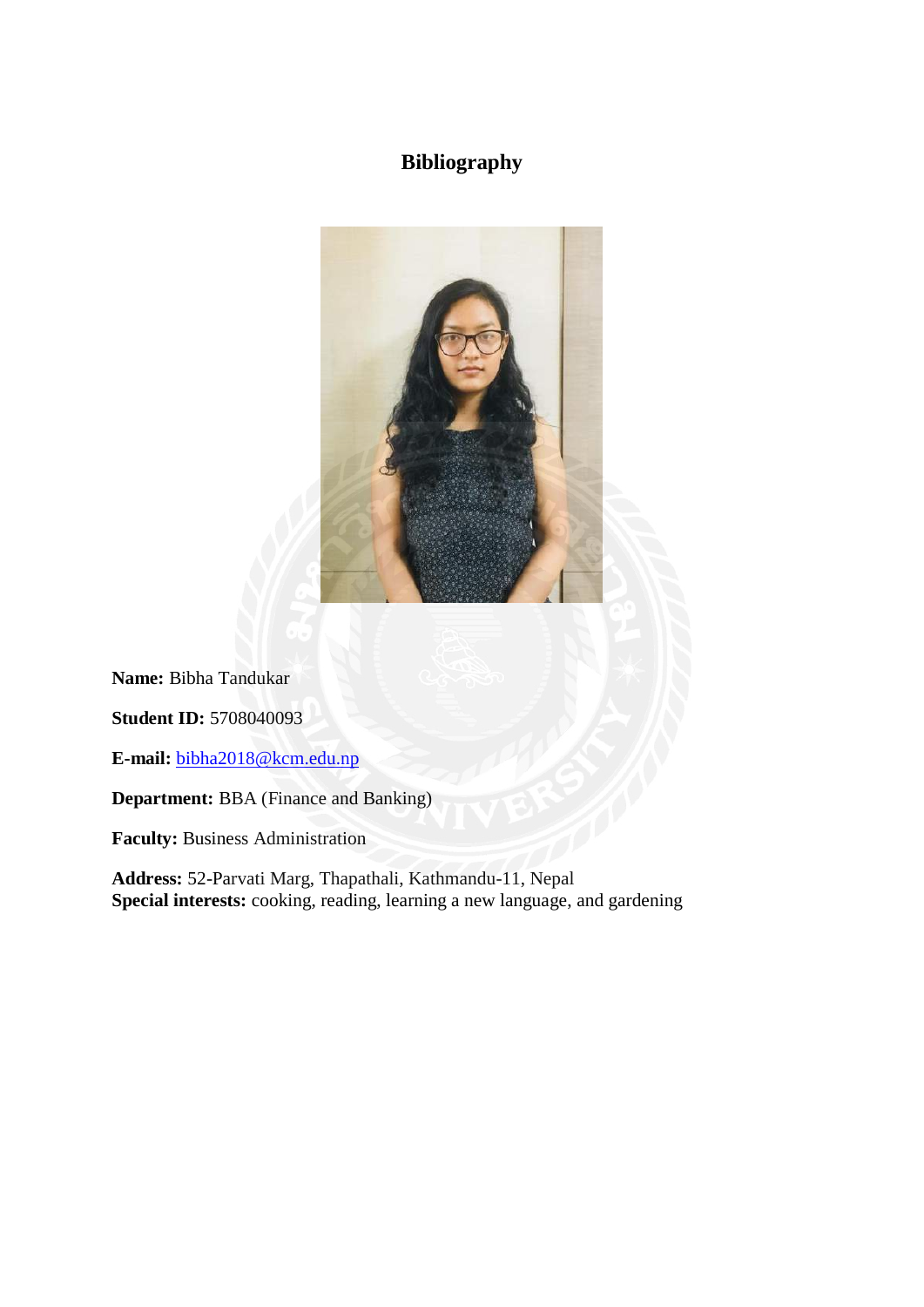# Bibliography

**Name:** Bibha Tandukar

**Student ID:** 5708040093

**E-mail:** bibha2018@kcm.edu.np

**Department:** BBA (Finance and Banking)

**Faculty:** Business Administration

**Address:** 52-Parvati Marg, Thapathali, Kathmandu-11, Nepal
**Special interests:** cooking, reading, learning a new language, and gardening